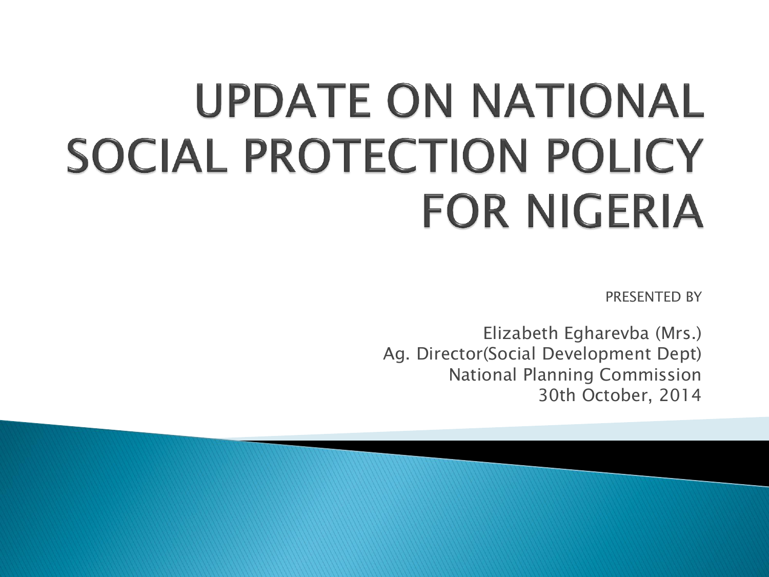# UPDATE ON NATIONAL SOCIAL PROTECTION POLICY FOR NIGERIA

PRESENTED BY

Elizabeth Egharevba (Mrs.)
Ag. Director(Social Development Dept)
National Planning Commission
30th October, 2014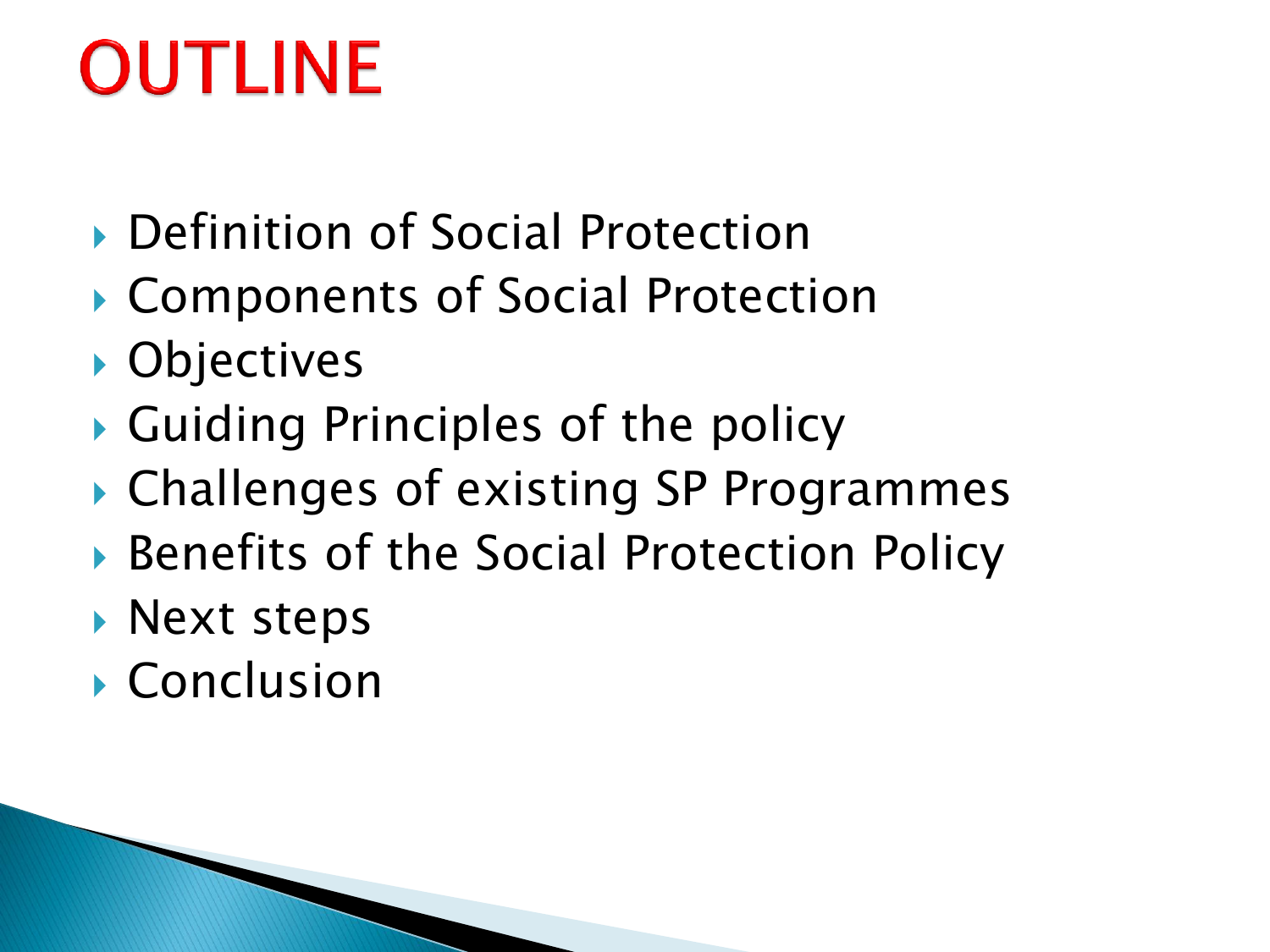# OUTLINE

- Definition of Social Protection
- Components of Social Protection
- Objectives
- Guiding Principles of the policy
- Challenges of existing SP Programmes
- Benefits of the Social Protection Policy
- Next steps
- Conclusion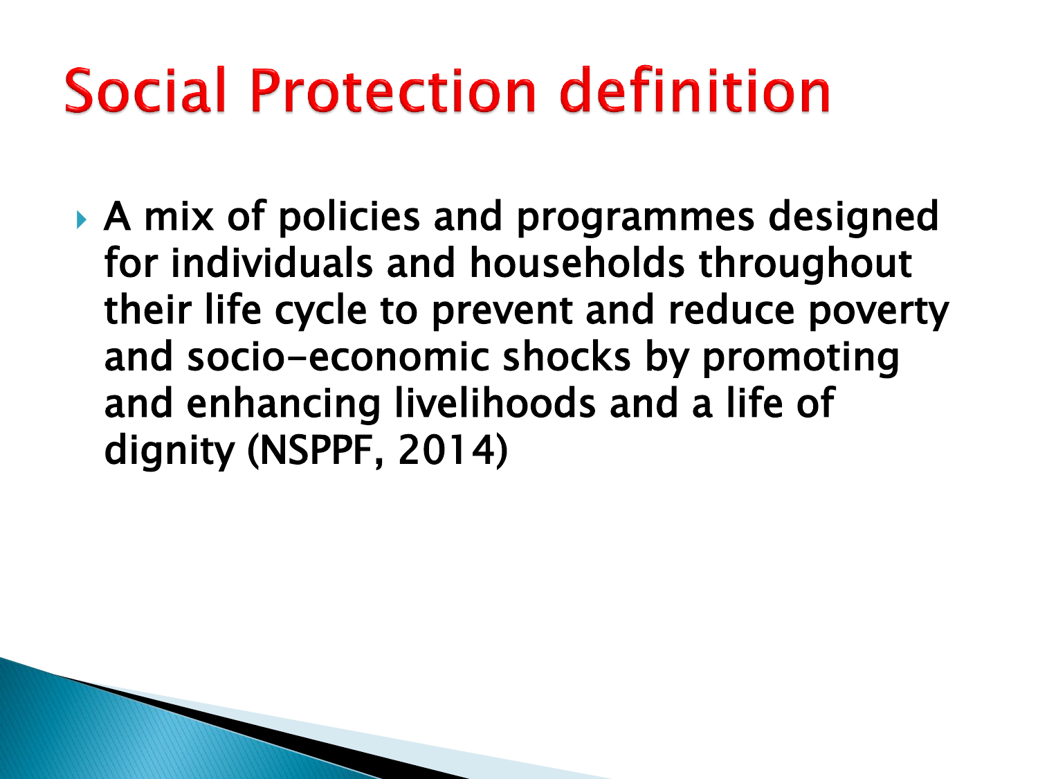# Social Protection definition

- A mix of policies and programmes designed for individuals and households throughout their life cycle to prevent and reduce poverty and socio-economic shocks by promoting and enhancing livelihoods and a life of dignity (NSPPF, 2014)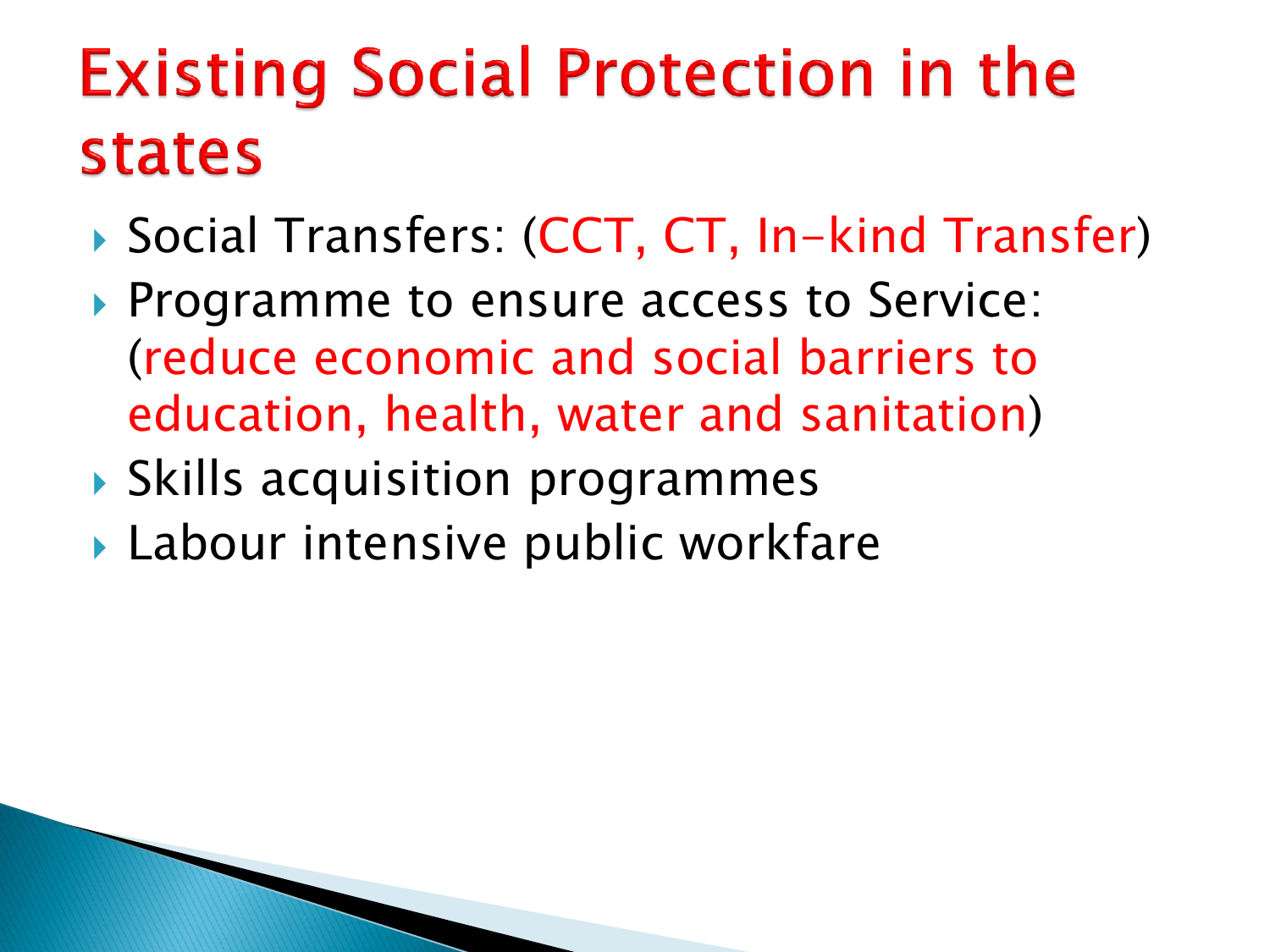# Existing Social Protection in the states

- Social Transfers: (CCT, CT, In-kind Transfer)
- Programme to ensure access to Service: (reduce economic and social barriers to education, health, water and sanitation)
- Skills acquisition programmes
- Labour intensive public workfare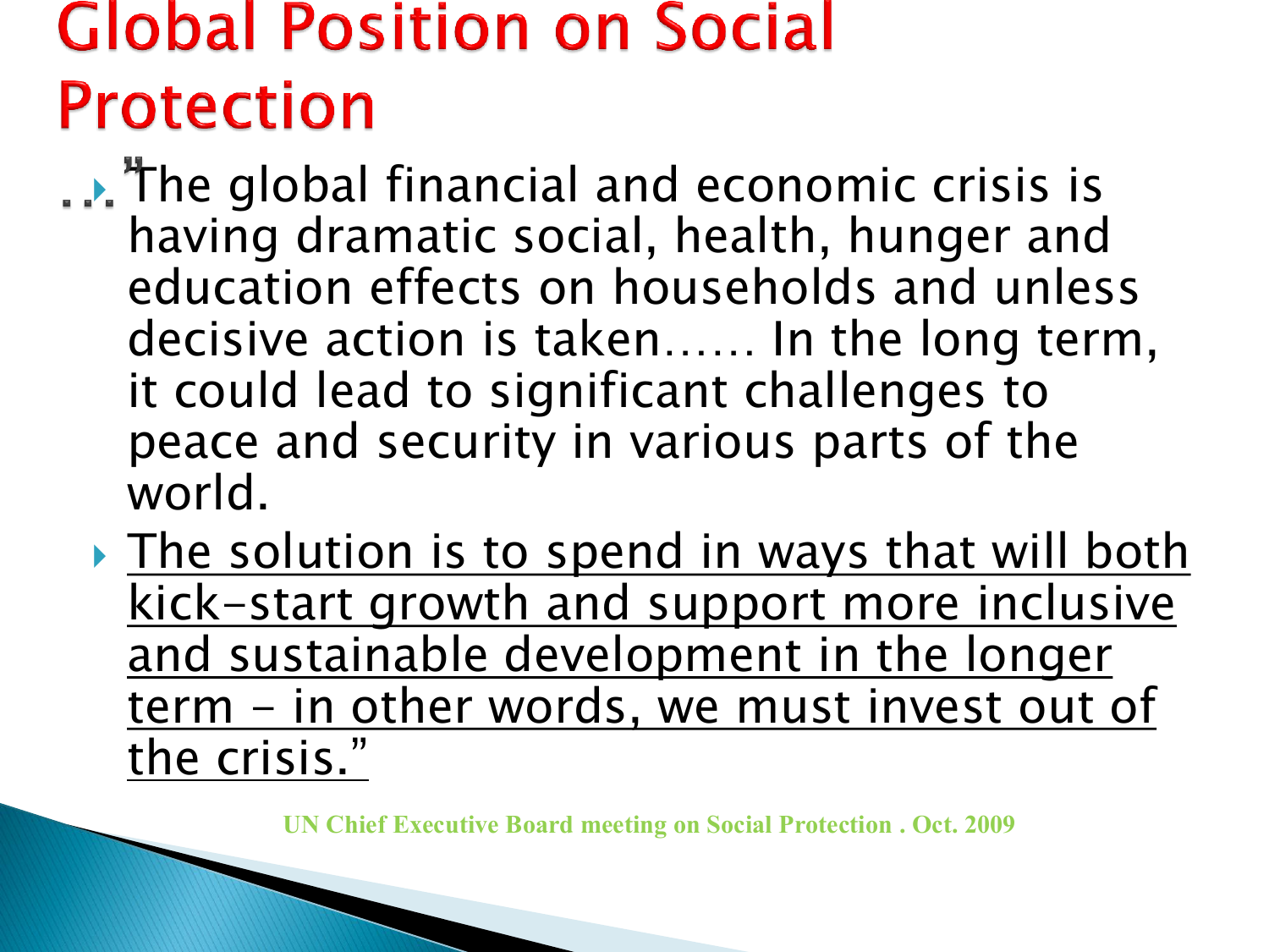# Global Position on Social Protection

- …"The global financial and economic crisis is having dramatic social, health, hunger and education effects on households and unless decisive action is taken…… In the long term, it could lead to significant challenges to peace and security in various parts of the world.
  - <u>The solution is to spend in ways that will both kick-start growth and support more inclusive and sustainable development in the longer term – in other words, we must invest out of the crisis."</u>

UN Chief Executive Board meeting on Social Protection . Oct. 2009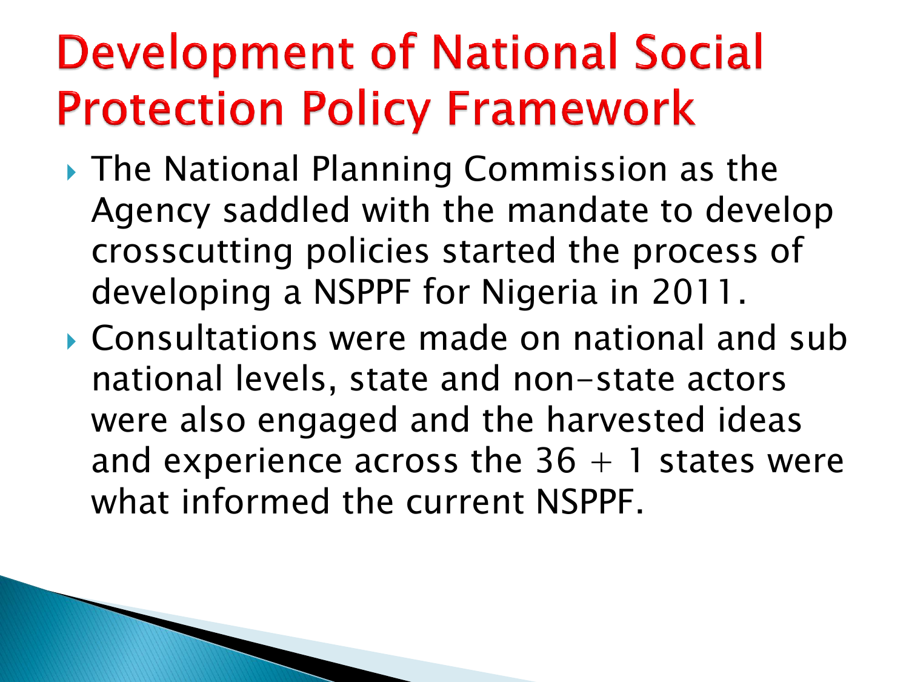# Development of National Social Protection Policy Framework

- The National Planning Commission as the Agency saddled with the mandate to develop crosscutting policies started the process of developing a NSPPF for Nigeria in 2011.
- Consultations were made on national and sub national levels, state and non-state actors were also engaged and the harvested ideas and experience across the 36 + 1 states were what informed the current NSPPF.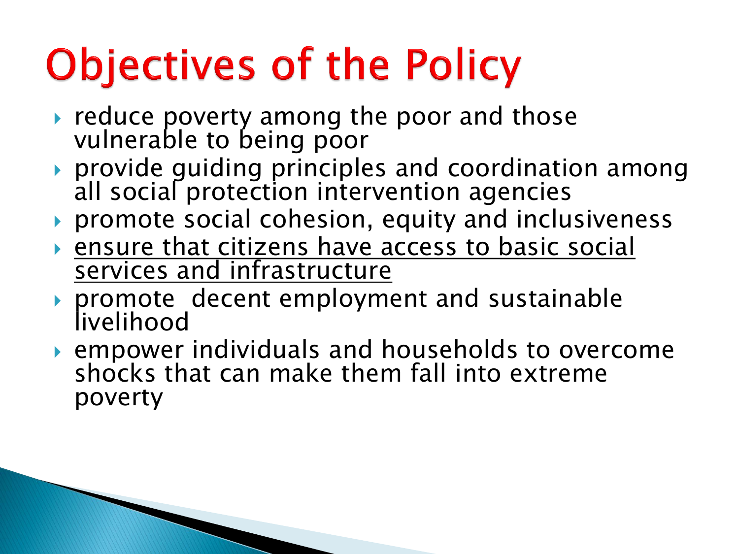# Objectives of the Policy

- reduce poverty among the poor and those vulnerable to being poor
- provide guiding principles and coordination among all social protection intervention agencies
- promote social cohesion, equity and inclusiveness
- <u>ensure that citizens have access to basic social services and infrastructure</u>
- promote decent employment and sustainable livelihood
- empower individuals and households to overcome shocks that can make them fall into extreme poverty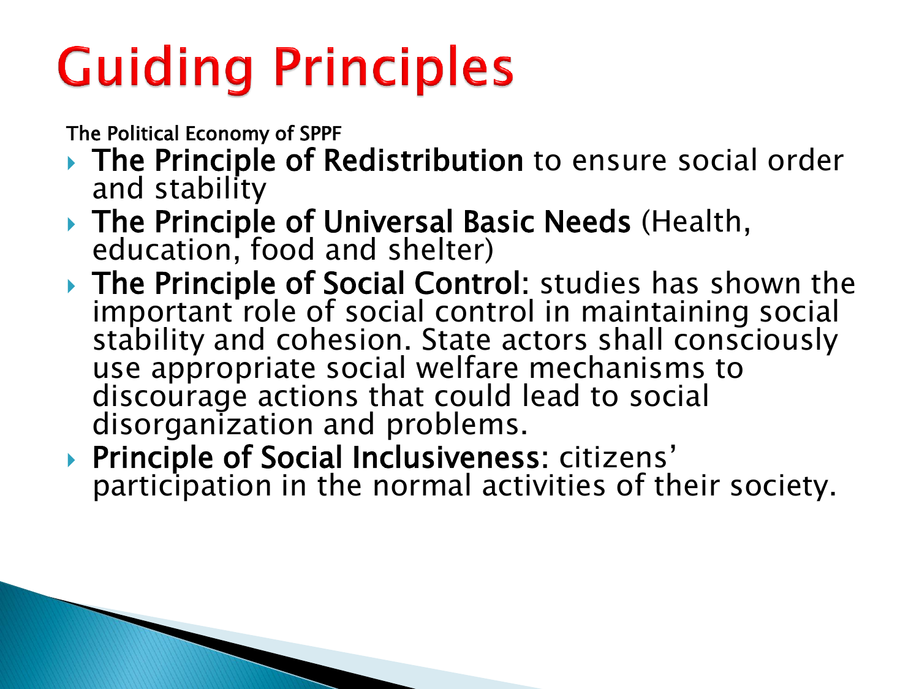# Guiding Principles

The Political Economy of SPPF

- **The Principle of Redistribution** to ensure social order and stability
- **The Principle of Universal Basic Needs** (Health, education, food and shelter)
- **The Principle of Social Control**: studies has shown the important role of social control in maintaining social stability and cohesion. State actors shall consciously use appropriate social welfare mechanisms to discourage actions that could lead to social disorganization and problems.
- **Principle of Social Inclusiveness**: citizens' participation in the normal activities of their society.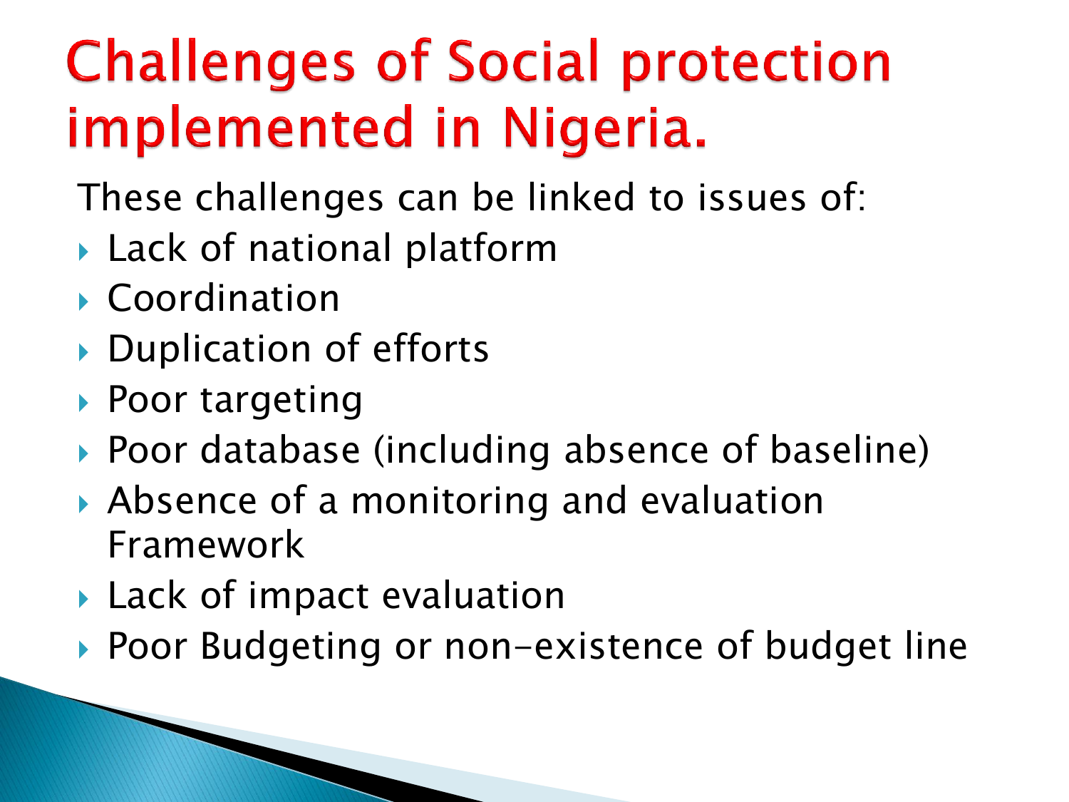# Challenges of Social protection implemented in Nigeria.

These challenges can be linked to issues of:

- Lack of national platform
- Coordination
- Duplication of efforts
- Poor targeting
- Poor database (including absence of baseline)
- Absence of a monitoring and evaluation Framework
- Lack of impact evaluation
- Poor Budgeting or non-existence of budget line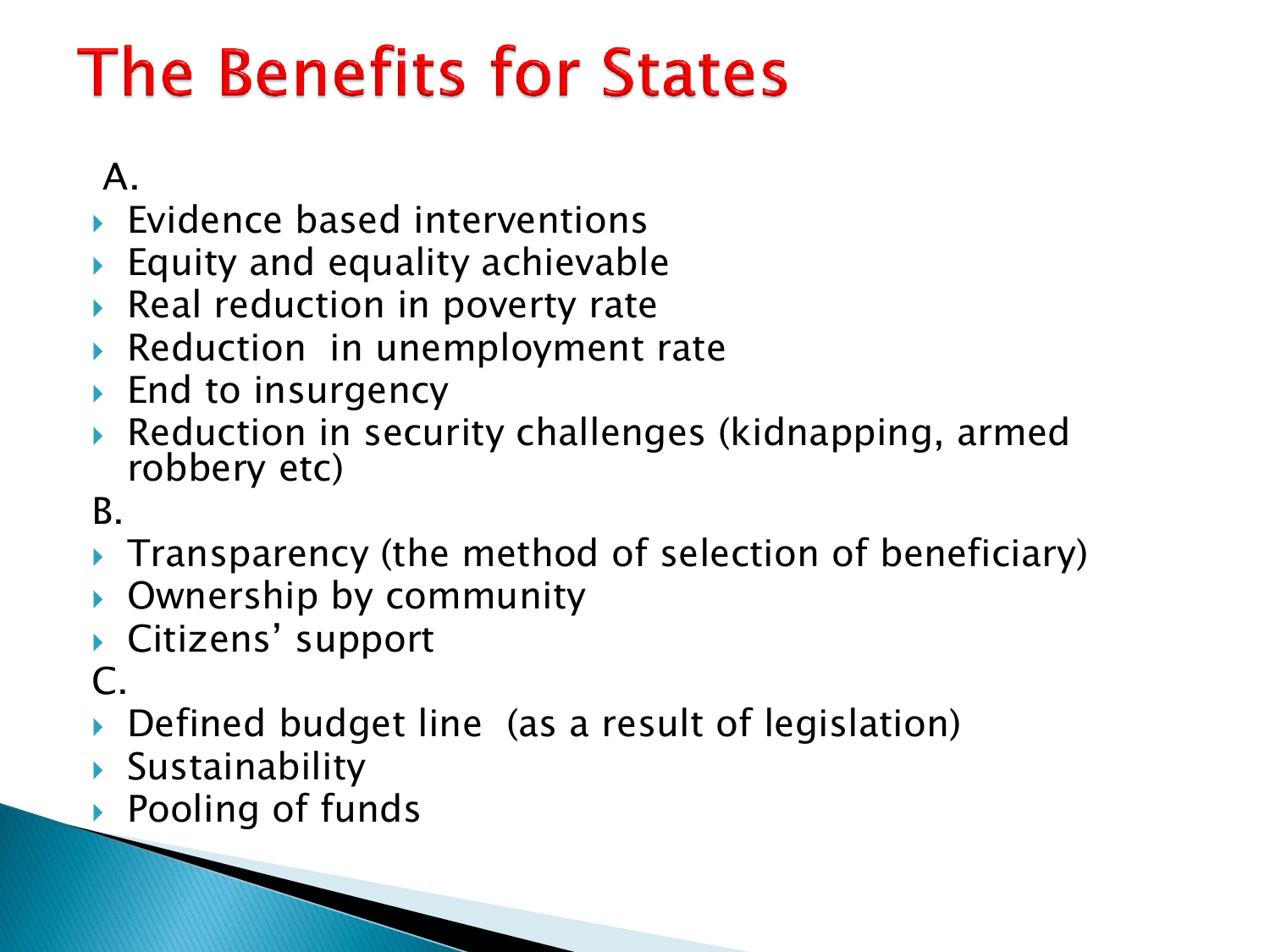# The Benefits for States

A.

- Evidence based interventions
- Equity and equality achievable
- Real reduction in poverty rate
- Reduction in unemployment rate
- End to insurgency
- Reduction in security challenges (kidnapping, armed robbery etc)

B.

- Transparency (the method of selection of beneficiary)
- Ownership by community
- Citizens' support

C.

- Defined budget line (as a result of legislation)
- Sustainability
- Pooling of funds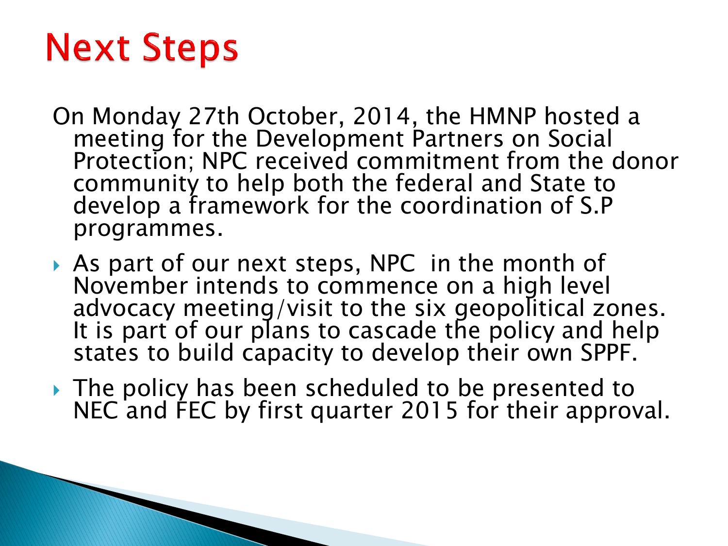# Next Steps

On Monday 27th October, 2014, the HMNP hosted a meeting for the Development Partners on Social Protection; NPC received commitment from the donor community to help both the federal and State to develop a framework for the coordination of S.P programmes.

- As part of our next steps, NPC in the month of November intends to commence on a high level advocacy meeting/visit to the six geopolitical zones. It is part of our plans to cascade the policy and help states to build capacity to develop their own SPPF.
- The policy has been scheduled to be presented to NEC and FEC by first quarter 2015 for their approval.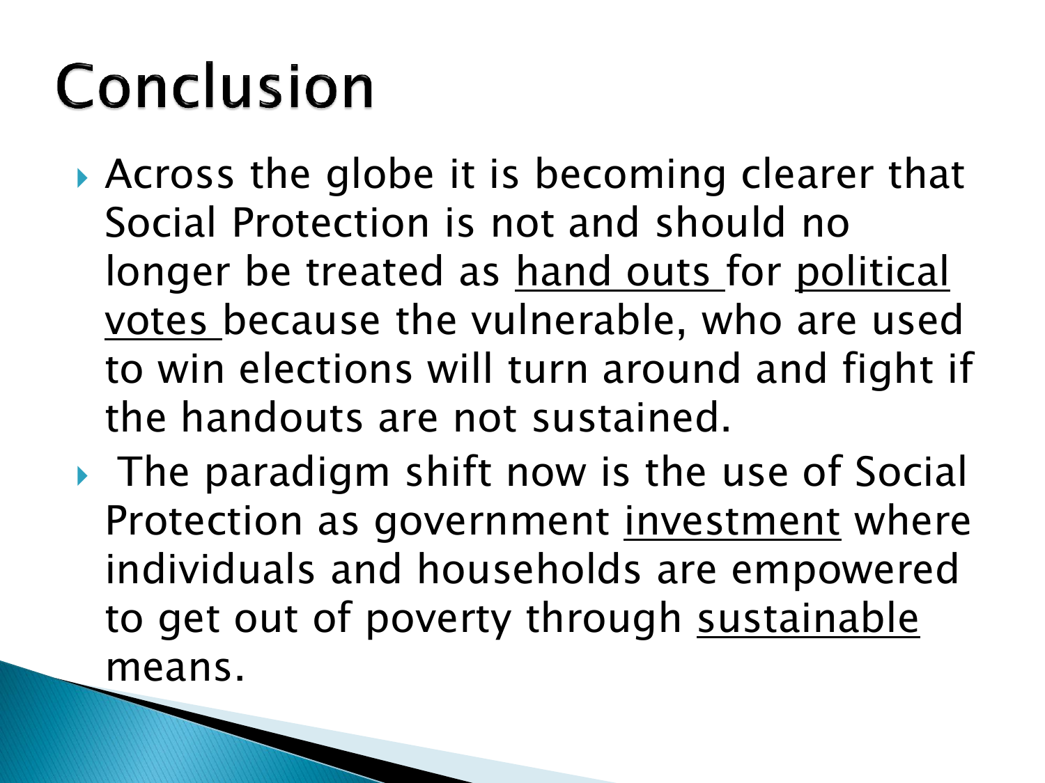# Conclusion

- Across the globe it is becoming clearer that Social Protection is not and should no longer be treated as <u>hand outs</u> for <u>political votes</u> because the vulnerable, who are used to win elections will turn around and fight if the handouts are not sustained.
- The paradigm shift now is the use of Social Protection as government <u>investment</u> where individuals and households are empowered to get out of poverty through <u>sustainable</u> means.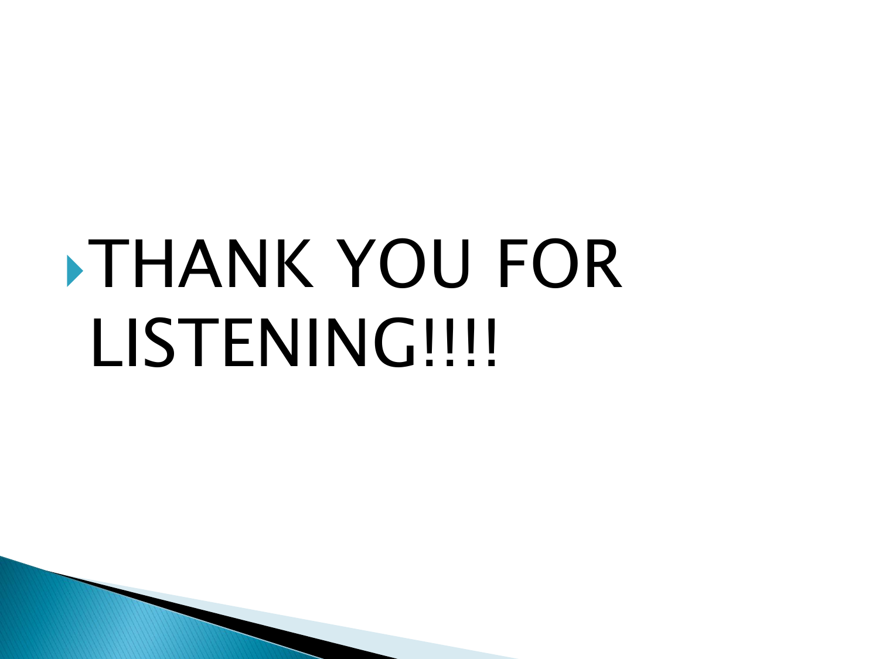- THANK YOU FOR LISTENING!!!!